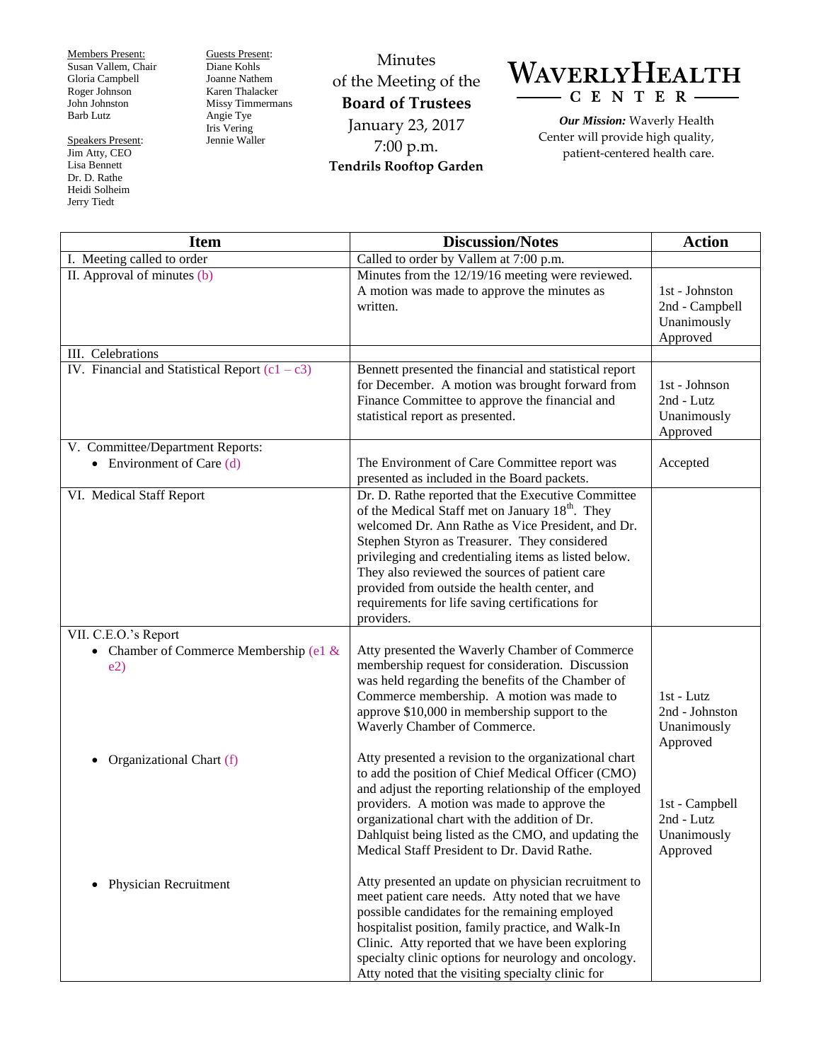Members Present:
Susan Vallem, Chair
Gloria Campbell
Roger Johnson
John Johnston
Barb Lutz

Speakers Present:
Jim Atty, CEO
Lisa Bennett
Dr. D. Rathe
Heidi Solheim
Jerry Tiedt

Guests Present:
Diane Kohls
Joanne Nathem
Karen Thalacker
Missy Timmermans
Angie Tye
Iris Vering
Jennie Waller

Minutes
of the Meeting of the
**Board of Trustees**
January 23, 2017
7:00 p.m.
**Tendrils Rooftop Garden**

# WAVERLYHEALTH CENTER

***Our Mission:*** Waverly Health Center will provide high quality, patient-centered health care.

| Item | Discussion/Notes | Action |
|---|---|---|
| I. Meeting called to order | Called to order by Vallem at 7:00 p.m. | |
| II. Approval of minutes (b) | Minutes from the 12/19/16 meeting were reviewed. A motion was made to approve the minutes as written. | 1st - Johnston<br>2nd - Campbell<br>Unanimously Approved |
| III. Celebrations | | |
| IV. Financial and Statistical Report (c1 – c3) | Bennett presented the financial and statistical report for December. A motion was brought forward from Finance Committee to approve the financial and statistical report as presented. | 1st - Johnson<br>2nd - Lutz<br>Unanimously Approved |
| V. Committee/Department Reports:<br>• Environment of Care (d) | The Environment of Care Committee report was presented as included in the Board packets. | Accepted |
| VI. Medical Staff Report | Dr. D. Rathe reported that the Executive Committee of the Medical Staff met on January 18th. They welcomed Dr. Ann Rathe as Vice President, and Dr. Stephen Styron as Treasurer. They considered privileging and credentialing items as listed below. They also reviewed the sources of patient care provided from outside the health center, and requirements for life saving certifications for providers. | |
| VII. C.E.O.'s Report<br>• Chamber of Commerce Membership (e1 & e2) | Atty presented the Waverly Chamber of Commerce membership request for consideration. Discussion was held regarding the benefits of the Chamber of Commerce membership. A motion was made to approve $10,000 in membership support to the Waverly Chamber of Commerce. | 1st - Lutz<br>2nd - Johnston<br>Unanimously Approved |
| • Organizational Chart (f) | Atty presented a revision to the organizational chart to add the position of Chief Medical Officer (CMO) and adjust the reporting relationship of the employed providers. A motion was made to approve the organizational chart with the addition of Dr. Dahlquist being listed as the CMO, and updating the Medical Staff President to Dr. David Rathe. | 1st - Campbell<br>2nd - Lutz<br>Unanimously Approved |
| • Physician Recruitment | Atty presented an update on physician recruitment to meet patient care needs. Atty noted that we have possible candidates for the remaining employed hospitalist position, family practice, and Walk-In Clinic. Atty reported that we have been exploring specialty clinic options for neurology and oncology. Atty noted that the visiting specialty clinic for | |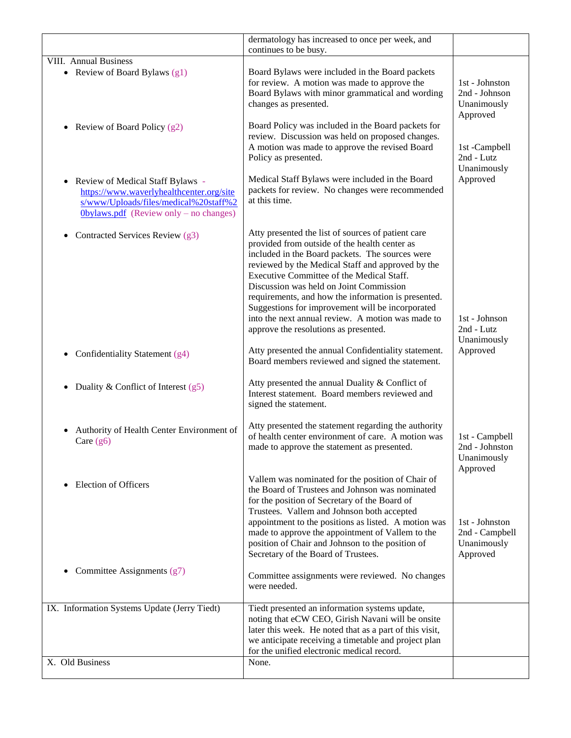| | | |
|---|---|---|
| | dermatology has increased to once per week, and continues to be busy. | |
| VIII. Annual Business<br>• Review of Board Bylaws (g1) | Board Bylaws were included in the Board packets for review. A motion was made to approve the Board Bylaws with minor grammatical and wording changes as presented. | 1st - Johnston<br>2nd - Johnson<br>Unanimously Approved |
| • Review of Board Policy (g2) | Board Policy was included in the Board packets for review. Discussion was held on proposed changes. A motion was made to approve the revised Board Policy as presented. | 1st -Campbell<br>2nd - Lutz<br>Unanimously Approved |
| • Review of Medical Staff Bylaws - [https://www.waverlyhealthcenter.org/sites/www/Uploads/files/medical%20staff%20bylaws.pdf](https://www.waverlyhealthcenter.org/sites/www/Uploads/files/medical%20staff%20bylaws.pdf) (Review only – no changes) | Medical Staff Bylaws were included in the Board packets for review. No changes were recommended at this time. | |
| • Contracted Services Review (g3) | Atty presented the list of sources of patient care provided from outside of the health center as included in the Board packets. The sources were reviewed by the Medical Staff and approved by the Executive Committee of the Medical Staff. Discussion was held on Joint Commission requirements, and how the information is presented. Suggestions for improvement will be incorporated into the next annual review. A motion was made to approve the resolutions as presented. | 1st - Johnson<br>2nd - Lutz<br>Unanimously Approved |
| • Confidentiality Statement (g4) | Atty presented the annual Confidentiality statement. Board members reviewed and signed the statement. | |
| • Duality & Conflict of Interest (g5) | Atty presented the annual Duality & Conflict of Interest statement. Board members reviewed and signed the statement. | |
| • Authority of Health Center Environment of Care (g6) | Atty presented the statement regarding the authority of health center environment of care. A motion was made to approve the statement as presented. | 1st - Campbell<br>2nd - Johnston<br>Unanimously Approved |
| • Election of Officers | Vallem was nominated for the position of Chair of the Board of Trustees and Johnson was nominated for the position of Secretary of the Board of Trustees. Vallem and Johnson both accepted appointment to the positions as listed. A motion was made to approve the appointment of Vallem to the position of Chair and Johnson to the position of Secretary of the Board of Trustees. | 1st - Johnston<br>2nd - Campbell<br>Unanimously Approved |
| • Committee Assignments (g7) | Committee assignments were reviewed. No changes were needed. | |
| IX. Information Systems Update (Jerry Tiedt) | Tiedt presented an information systems update, noting that eCW CEO, Girish Navani will be onsite later this week. He noted that as a part of this visit, we anticipate receiving a timetable and project plan for the unified electronic medical record. | |
| X. Old Business | None. | |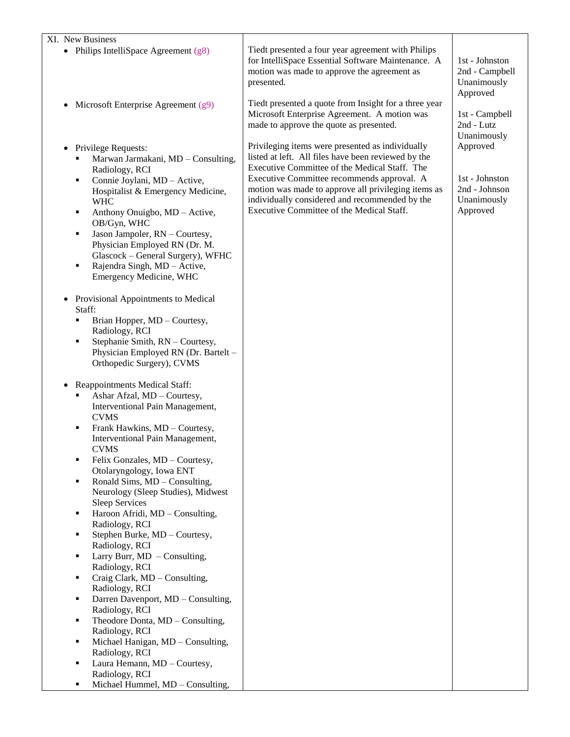| XI. New Business | | |
|---|---|---|
| • Philips IntelliSpace Agreement (g8) | Tiedt presented a four year agreement with Philips for IntelliSpace Essential Software Maintenance. A motion was made to approve the agreement as presented. | 1st - Johnston<br>2nd - Campbell<br>Unanimously Approved |
| • Microsoft Enterprise Agreement (g9) | Tiedt presented a quote from Insight for a three year Microsoft Enterprise Agreement. A motion was made to approve the quote as presented. | 1st - Campbell<br>2nd - Lutz<br>Unanimously Approved |
| • Privilege Requests:<br>▪ Marwan Jarmakani, MD – Consulting, Radiology, RCI<br>▪ Connie Joylani, MD – Active, Hospitalist & Emergency Medicine, WHC<br>▪ Anthony Onuigbo, MD – Active, OB/Gyn, WHC<br>▪ Jason Jampoler, RN – Courtesy, Physician Employed RN (Dr. M. Glascock – General Surgery), WFHC<br>▪ Rajendra Singh, MD – Active, Emergency Medicine, WHC<br><br>• Provisional Appointments to Medical Staff:<br>▪ Brian Hopper, MD – Courtesy, Radiology, RCI<br>▪ Stephanie Smith, RN – Courtesy, Physician Employed RN (Dr. Bartelt – Orthopedic Surgery), CVMS<br><br>• Reappointments Medical Staff:<br>▪ Ashar Afzal, MD – Courtesy, Interventional Pain Management, CVMS<br>▪ Frank Hawkins, MD – Courtesy, Interventional Pain Management, CVMS<br>▪ Felix Gonzales, MD – Courtesy, Otolaryngology, Iowa ENT<br>▪ Ronald Sims, MD – Consulting, Neurology (Sleep Studies), Midwest Sleep Services<br>▪ Haroon Afridi, MD – Consulting, Radiology, RCI<br>▪ Stephen Burke, MD – Courtesy, Radiology, RCI<br>▪ Larry Burr, MD – Consulting, Radiology, RCI<br>▪ Craig Clark, MD – Consulting, Radiology, RCI<br>▪ Darren Davenport, MD – Consulting, Radiology, RCI<br>▪ Theodore Donta, MD – Consulting, Radiology, RCI<br>▪ Michael Hanigan, MD – Consulting, Radiology, RCI<br>▪ Laura Hemann, MD – Courtesy, Radiology, RCI<br>▪ Michael Hummel, MD – Consulting, | Privileging items were presented as individually listed at left. All files have been reviewed by the Executive Committee of the Medical Staff. The Executive Committee recommends approval. A motion was made to approve all privileging items as individually considered and recommended by the Executive Committee of the Medical Staff. | 1st - Johnston<br>2nd - Johnson<br>Unanimously Approved |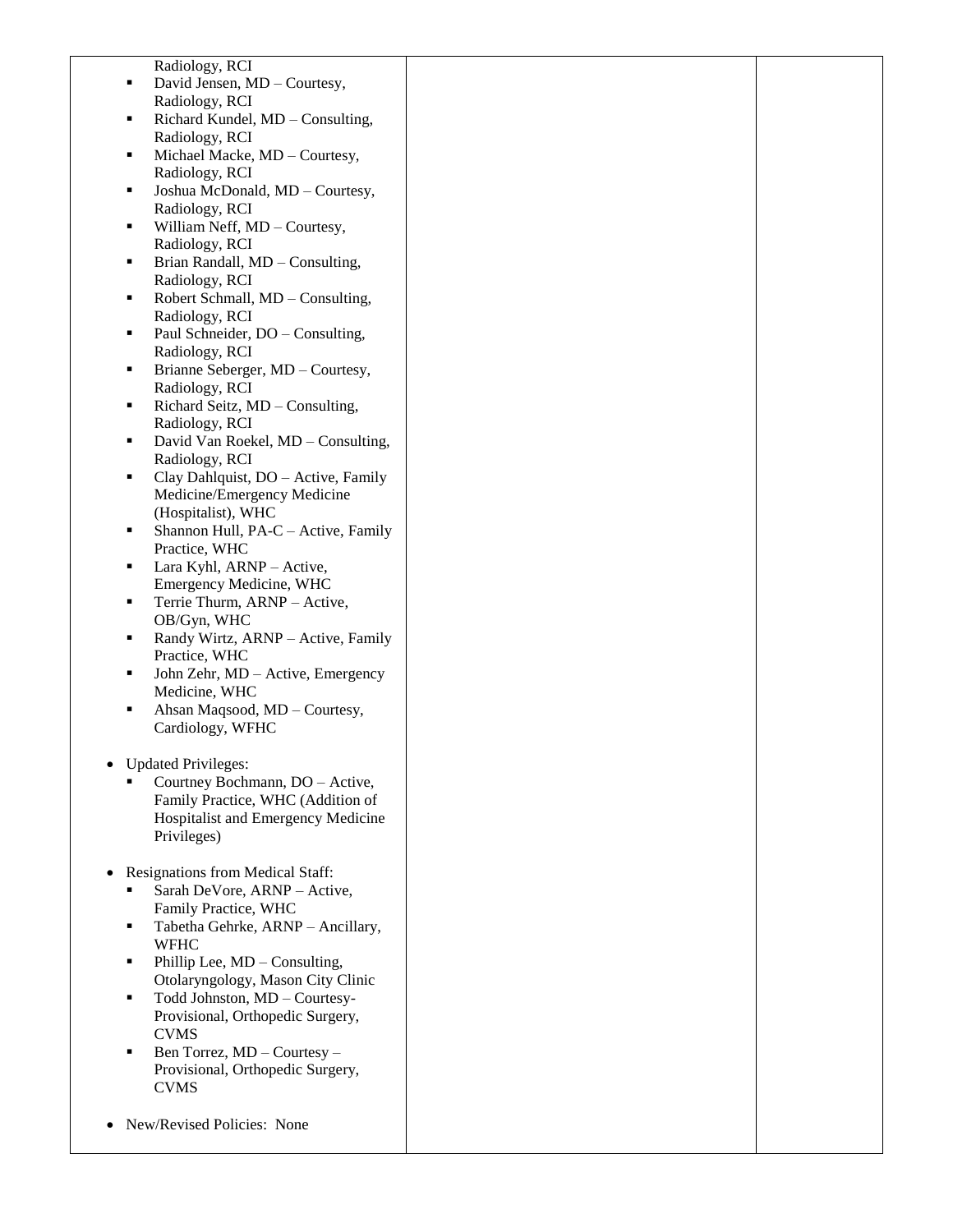| | | |
|---|---|---|
| Radiology, RCI<br>▪ David Jensen, MD – Courtesy, Radiology, RCI<br>▪ Richard Kundel, MD – Consulting, Radiology, RCI<br>▪ Michael Macke, MD – Courtesy, Radiology, RCI<br>▪ Joshua McDonald, MD – Courtesy, Radiology, RCI<br>▪ William Neff, MD – Courtesy, Radiology, RCI<br>▪ Brian Randall, MD – Consulting, Radiology, RCI<br>▪ Robert Schmall, MD – Consulting, Radiology, RCI<br>▪ Paul Schneider, DO – Consulting, Radiology, RCI<br>▪ Brianne Seberger, MD – Courtesy, Radiology, RCI<br>▪ Richard Seitz, MD – Consulting, Radiology, RCI<br>▪ David Van Roekel, MD – Consulting, Radiology, RCI<br>▪ Clay Dahlquist, DO – Active, Family Medicine/Emergency Medicine (Hospitalist), WHC<br>▪ Shannon Hull, PA-C – Active, Family Practice, WHC<br>▪ Lara Kyhl, ARNP – Active, Emergency Medicine, WHC<br>▪ Terrie Thurm, ARNP – Active, OB/Gyn, WHC<br>▪ Randy Wirtz, ARNP – Active, Family Practice, WHC<br>▪ John Zehr, MD – Active, Emergency Medicine, WHC<br>▪ Ahsan Maqsood, MD – Courtesy, Cardiology, WFHC<br><br>• Updated Privileges:<br>▪ Courtney Bochmann, DO – Active, Family Practice, WHC (Addition of Hospitalist and Emergency Medicine Privileges)<br><br>• Resignations from Medical Staff:<br>▪ Sarah DeVore, ARNP – Active, Family Practice, WHC<br>▪ Tabetha Gehrke, ARNP – Ancillary, WFHC<br>▪ Phillip Lee, MD – Consulting, Otolaryngology, Mason City Clinic<br>▪ Todd Johnston, MD – Courtesy-Provisional, Orthopedic Surgery, CVMS<br>▪ Ben Torrez, MD – Courtesy – Provisional, Orthopedic Surgery, CVMS<br><br>• New/Revised Policies: None | | |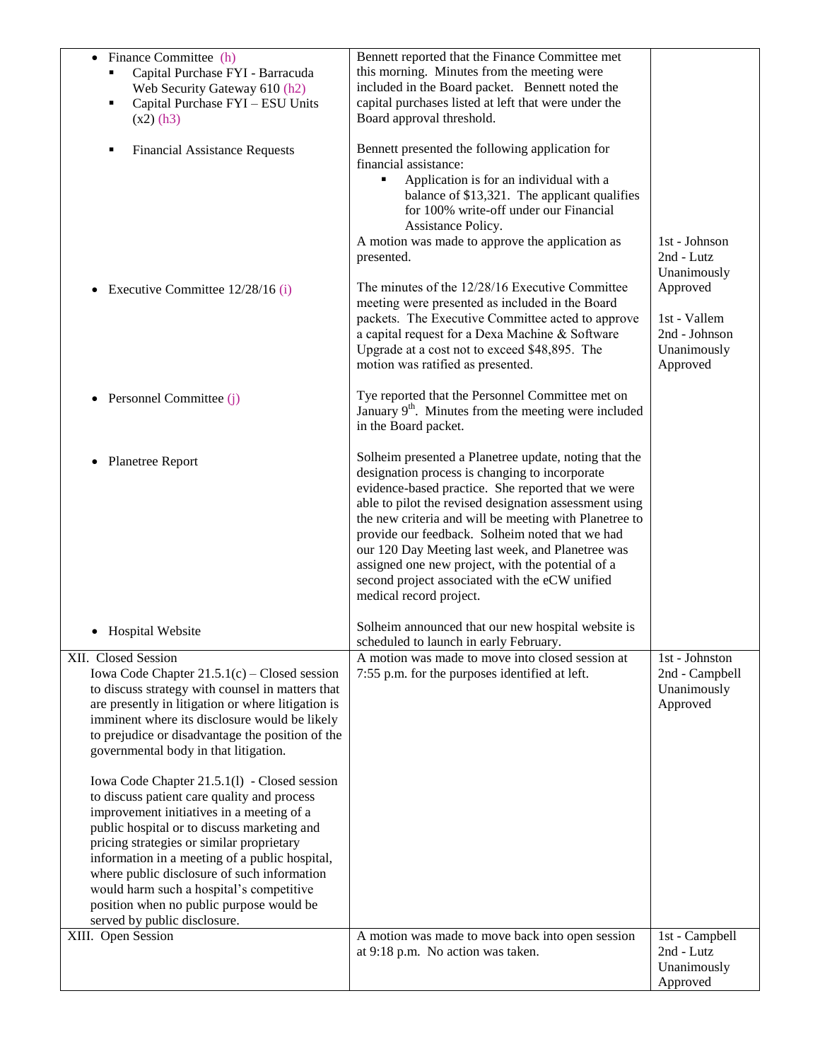| | | |
|---|---|---|
| • Finance Committee (h)<br>▪ Capital Purchase FYI - Barracuda Web Security Gateway 610 (h2)<br>▪ Capital Purchase FYI – ESU Units (x2) (h3)<br><br>▪ Financial Assistance Requests | Bennett reported that the Finance Committee met this morning. Minutes from the meeting were included in the Board packet. Bennett noted the capital purchases listed at left that were under the Board approval threshold.<br><br>Bennett presented the following application for financial assistance:<br>▪ Application is for an individual with a balance of $13,321. The applicant qualifies for 100% write-off under our Financial Assistance Policy.<br>A motion was made to approve the application as presented. | <br><br><br><br><br><br><br><br><br>1st - Johnson<br>2nd - Lutz<br>Unanimously Approved |
| • Executive Committee 12/28/16 (i) | The minutes of the 12/28/16 Executive Committee meeting were presented as included in the Board packets. The Executive Committee acted to approve a capital request for a Dexa Machine & Software Upgrade at a cost not to exceed $48,895. The motion was ratified as presented. | 1st - Vallem<br>2nd - Johnson<br>Unanimously Approved |
| • Personnel Committee (j) | Tye reported that the Personnel Committee met on January 9th. Minutes from the meeting were included in the Board packet. | |
| • Planetree Report | Solheim presented a Planetree update, noting that the designation process is changing to incorporate evidence-based practice. She reported that we were able to pilot the revised designation assessment using the new criteria and will be meeting with Planetree to provide our feedback. Solheim noted that we had our 120 Day Meeting last week, and Planetree was assigned one new project, with the potential of a second project associated with the eCW unified medical record project. | |
| • Hospital Website | Solheim announced that our new hospital website is scheduled to launch in early February. | |
| XII. Closed Session<br>Iowa Code Chapter 21.5.1(c) – Closed session to discuss strategy with counsel in matters that are presently in litigation or where litigation is imminent where its disclosure would be likely to prejudice or disadvantage the position of the governmental body in that litigation.<br><br>Iowa Code Chapter 21.5.1(l) - Closed session to discuss patient care quality and process improvement initiatives in a meeting of a public hospital or to discuss marketing and pricing strategies or similar proprietary information in a meeting of a public hospital, where public disclosure of such information would harm such a hospital's competitive position when no public purpose would be served by public disclosure. | A motion was made to move into closed session at 7:55 p.m. for the purposes identified at left. | 1st - Johnston<br>2nd - Campbell<br>Unanimously Approved |
| XIII. Open Session | A motion was made to move back into open session at 9:18 p.m. No action was taken. | 1st - Campbell<br>2nd - Lutz<br>Unanimously Approved |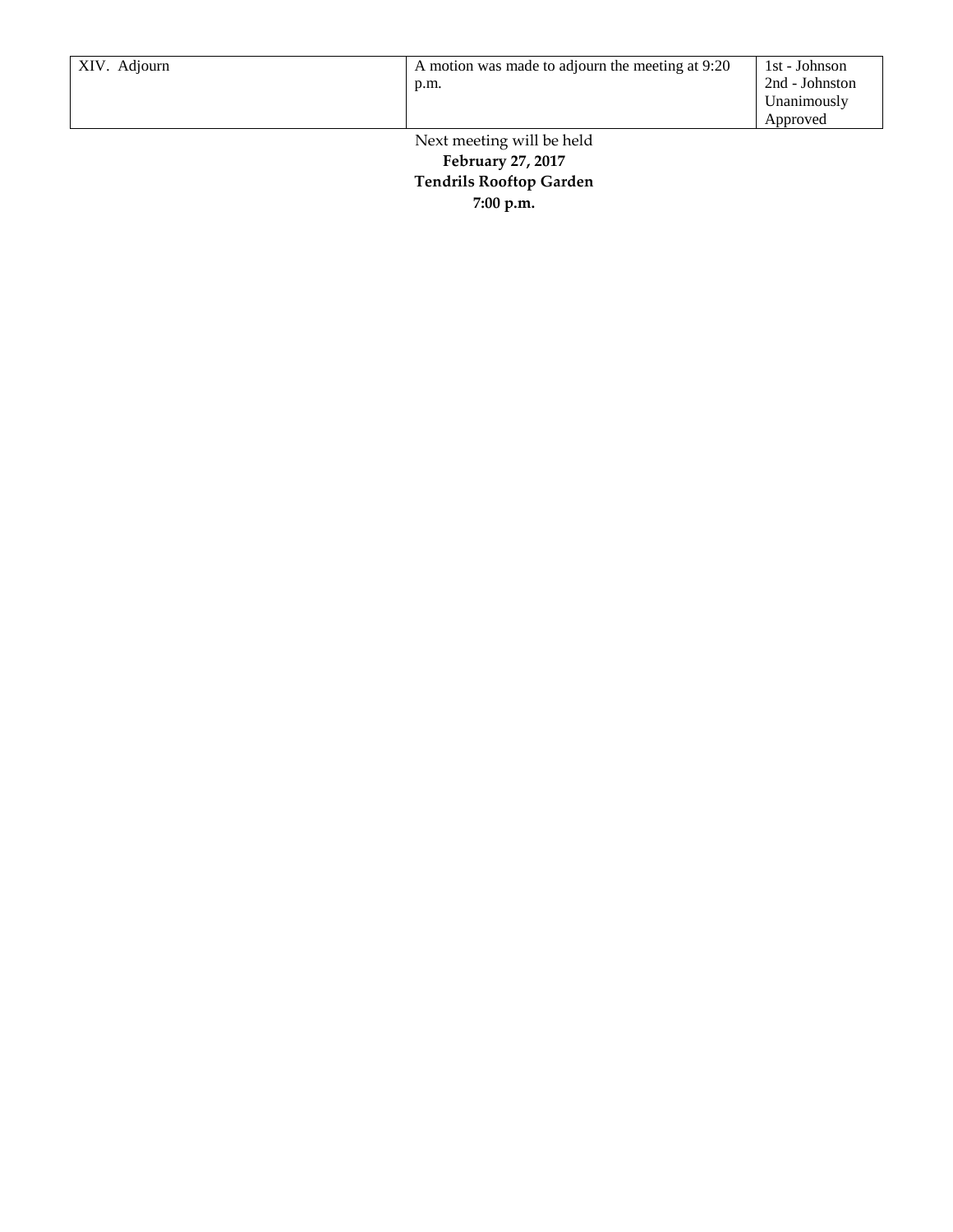| | | |
|---|---|---|
| XIV. Adjourn | A motion was made to adjourn the meeting at 9:20 p.m. | 1st - Johnson<br>2nd - Johnston<br>Unanimously Approved |

Next meeting will be held

**February 27, 2017**

**Tendrils Rooftop Garden**

**7:00 p.m.**